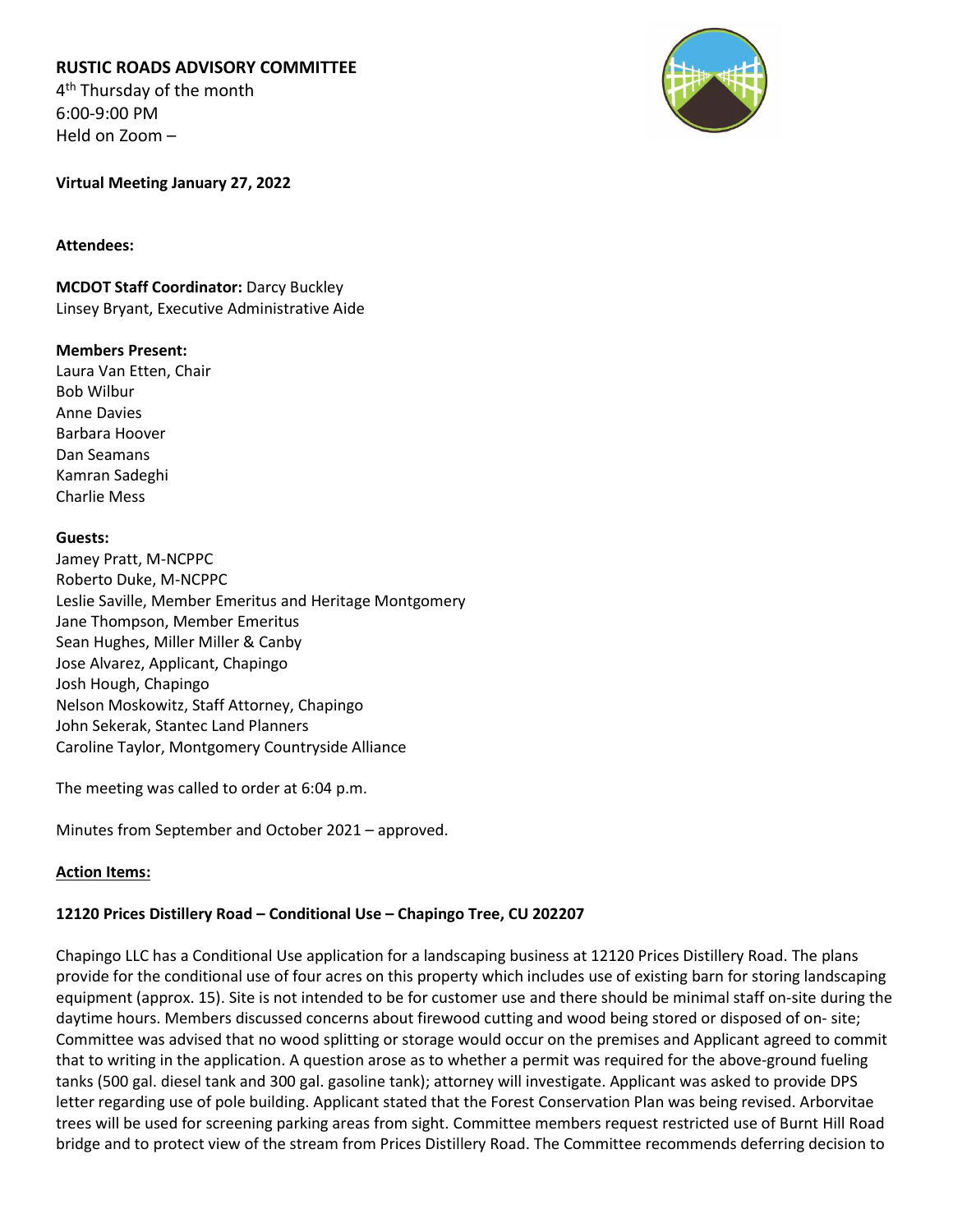**RUSTIC ROADS ADVISORY COMMITTEE**
4th Thursday of the month
6:00-9:00 PM
Held on Zoom –

**Virtual Meeting January 27, 2022**

**Attendees:**

**MCDOT Staff Coordinator:** Darcy Buckley
Linsey Bryant, Executive Administrative Aide

**Members Present:**
Laura Van Etten, Chair
Bob Wilbur
Anne Davies
Barbara Hoover
Dan Seamans
Kamran Sadeghi
Charlie Mess

**Guests:**
Jamey Pratt, M-NCPPC
Roberto Duke, M-NCPPC
Leslie Saville, Member Emeritus and Heritage Montgomery
Jane Thompson, Member Emeritus
Sean Hughes, Miller Miller & Canby
Jose Alvarez, Applicant, Chapingo
Josh Hough, Chapingo
Nelson Moskowitz, Staff Attorney, Chapingo
John Sekerak, Stantec Land Planners
Caroline Taylor, Montgomery Countryside Alliance

The meeting was called to order at 6:04 p.m.

Minutes from September and October 2021 – approved.

**Action Items:**

**12120 Prices Distillery Road – Conditional Use – Chapingo Tree, CU 202207**

Chapingo LLC has a Conditional Use application for a landscaping business at 12120 Prices Distillery Road. The plans provide for the conditional use of four acres on this property which includes use of existing barn for storing landscaping equipment (approx. 15). Site is not intended to be for customer use and there should be minimal staff on-site during the daytime hours. Members discussed concerns about firewood cutting and wood being stored or disposed of on- site; Committee was advised that no wood splitting or storage would occur on the premises and Applicant agreed to commit that to writing in the application. A question arose as to whether a permit was required for the above-ground fueling tanks (500 gal. diesel tank and 300 gal. gasoline tank); attorney will investigate. Applicant was asked to provide DPS letter regarding use of pole building. Applicant stated that the Forest Conservation Plan was being revised. Arborvitae trees will be used for screening parking areas from sight. Committee members request restricted use of Burnt Hill Road bridge and to protect view of the stream from Prices Distillery Road. The Committee recommends deferring decision to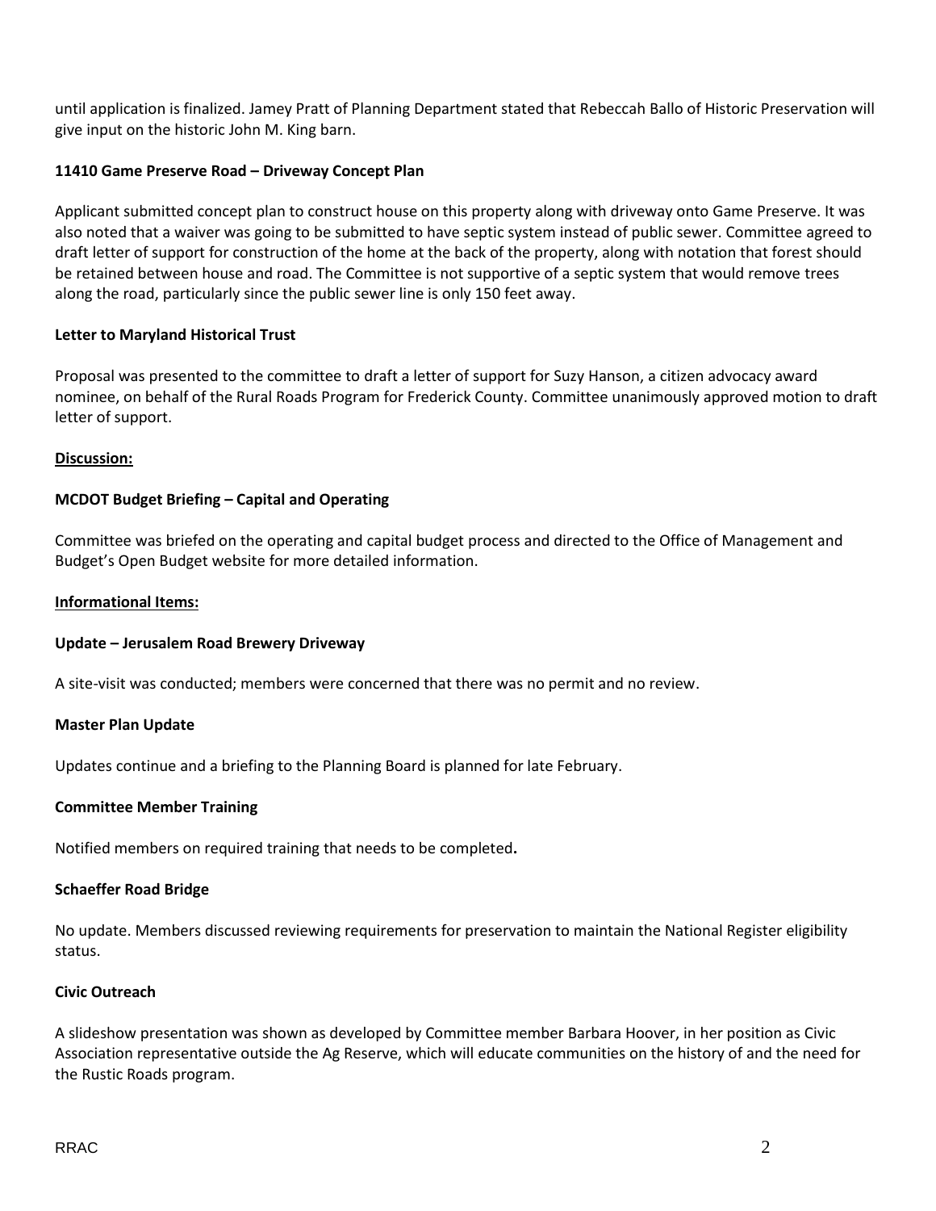until application is finalized. Jamey Pratt of Planning Department stated that Rebeccah Ballo of Historic Preservation will give input on the historic John M. King barn.

**11410 Game Preserve Road – Driveway Concept Plan**

Applicant submitted concept plan to construct house on this property along with driveway onto Game Preserve. It was also noted that a waiver was going to be submitted to have septic system instead of public sewer. Committee agreed to draft letter of support for construction of the home at the back of the property, along with notation that forest should be retained between house and road. The Committee is not supportive of a septic system that would remove trees along the road, particularly since the public sewer line is only 150 feet away.

**Letter to Maryland Historical Trust**

Proposal was presented to the committee to draft a letter of support for Suzy Hanson, a citizen advocacy award nominee, on behalf of the Rural Roads Program for Frederick County. Committee unanimously approved motion to draft letter of support.

**Discussion:**

**MCDOT Budget Briefing – Capital and Operating**

Committee was briefed on the operating and capital budget process and directed to the Office of Management and Budget's Open Budget website for more detailed information.

**Informational Items:**

**Update – Jerusalem Road Brewery Driveway**

A site-visit was conducted; members were concerned that there was no permit and no review.

**Master Plan Update**

Updates continue and a briefing to the Planning Board is planned for late February.

**Committee Member Training**

Notified members on required training that needs to be completed**.**

**Schaeffer Road Bridge**

No update. Members discussed reviewing requirements for preservation to maintain the National Register eligibility status.

**Civic Outreach**

A slideshow presentation was shown as developed by Committee member Barbara Hoover, in her position as Civic Association representative outside the Ag Reserve, which will educate communities on the history of and the need for the Rustic Roads program.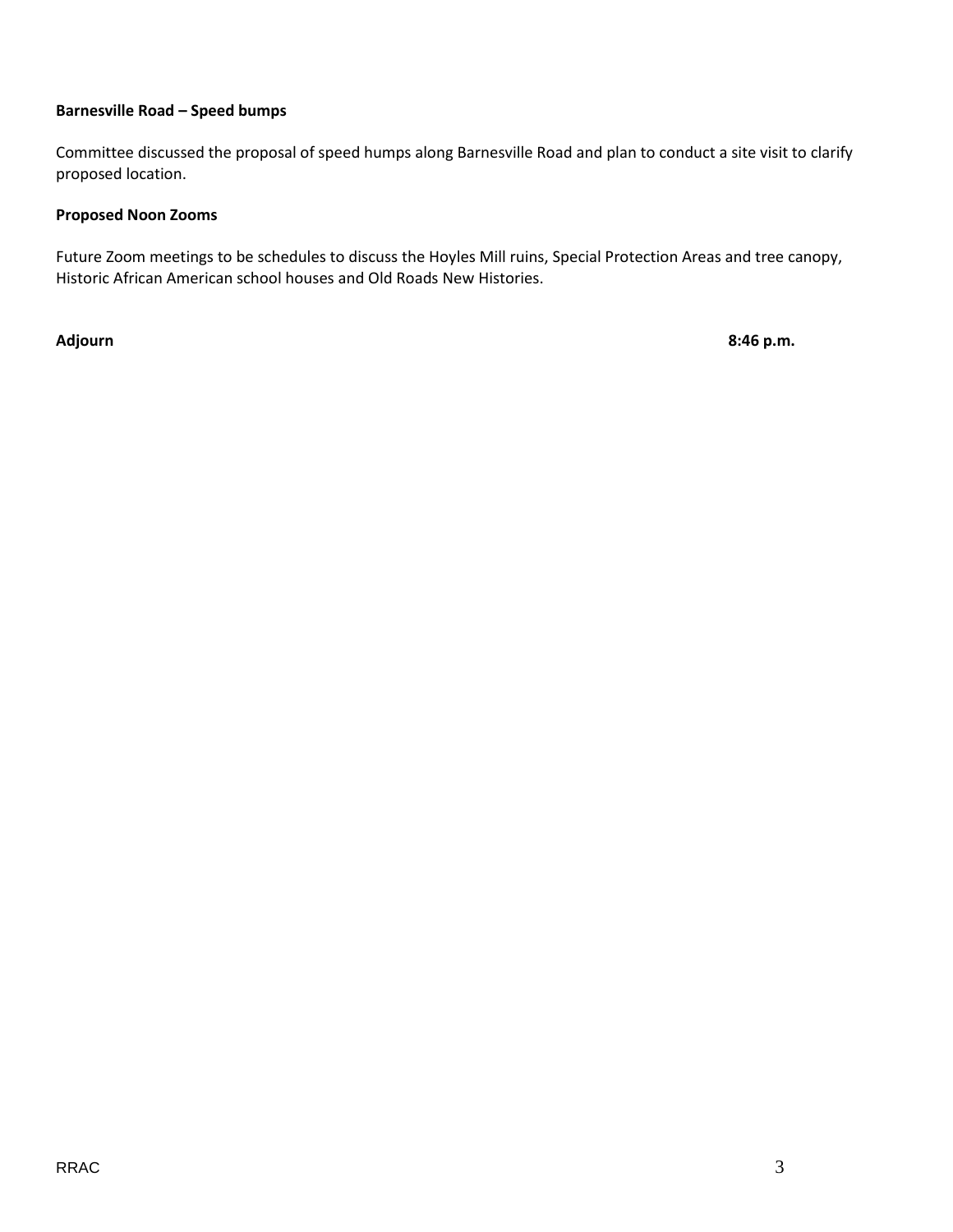**Barnesville Road – Speed bumps**

Committee discussed the proposal of speed humps along Barnesville Road and plan to conduct a site visit to clarify proposed location.

**Proposed Noon Zooms**

Future Zoom meetings to be schedules to discuss the Hoyles Mill ruins, Special Protection Areas and tree canopy, Historic African American school houses and Old Roads New Histories.

**Adjourn** **8:46 p.m.**